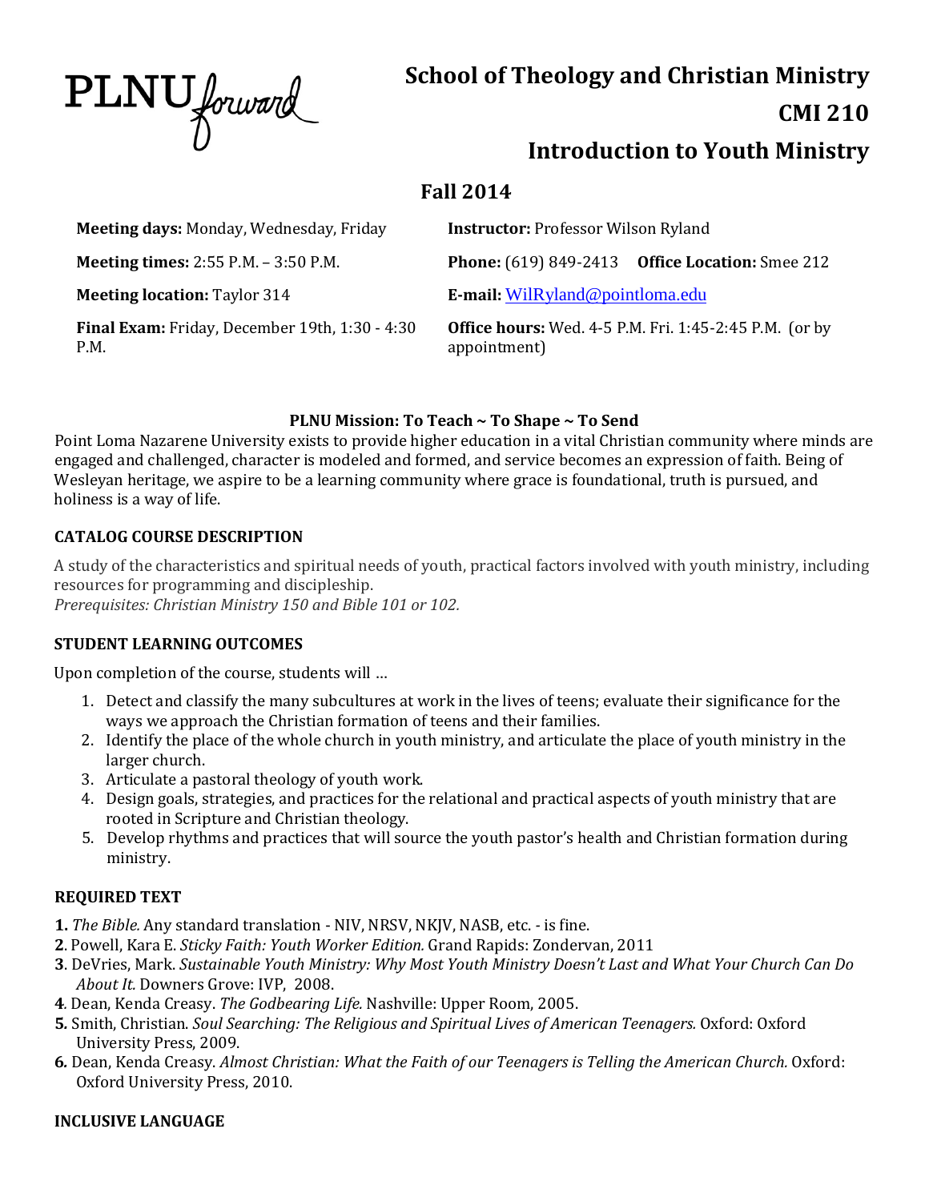PLNU forward

# School of Theology and Christian Ministry

# CMI 210

# Introduction to Youth Ministry

## Fall 2014

**Meeting days:** Monday, Wednesday, Friday

**Meeting times:** 2:55 P.M. – 3:50 P.M.

**Meeting location:** Taylor 314

**Final Exam:** Friday, December 19th, 1:30 - 4:30 P.M.

**Instructor:** Professor Wilson Ryland

**Phone:** (619) 849-2413 **Office Location:** Smee 212

**E-mail:** WilRyland@pointloma.edu

**Office hours:** Wed. 4-5 P.M. Fri. 1:45-2:45 P.M. (or by appointment)

**PLNU Mission: To Teach ~ To Shape ~ To Send**

Point Loma Nazarene University exists to provide higher education in a vital Christian community where minds are engaged and challenged, character is modeled and formed, and service becomes an expression of faith. Being of Wesleyan heritage, we aspire to be a learning community where grace is foundational, truth is pursued, and holiness is a way of life.

### CATALOG COURSE DESCRIPTION

A study of the characteristics and spiritual needs of youth, practical factors involved with youth ministry, including resources for programming and discipleship.
*Prerequisites: Christian Ministry 150 and Bible 101 or 102.*

### STUDENT LEARNING OUTCOMES

Upon completion of the course, students will …

1. Detect and classify the many subcultures at work in the lives of teens; evaluate their significance for the ways we approach the Christian formation of teens and their families.
2. Identify the place of the whole church in youth ministry, and articulate the place of youth ministry in the larger church.
3. Articulate a pastoral theology of youth work.
4. Design goals, strategies, and practices for the relational and practical aspects of youth ministry that are rooted in Scripture and Christian theology.
5. Develop rhythms and practices that will source the youth pastor's health and Christian formation during ministry.

### REQUIRED TEXT

**1.** *The Bible.* Any standard translation - NIV, NRSV, NKJV, NASB, etc. - is fine.
**2**. Powell, Kara E. *Sticky Faith: Youth Worker Edition.* Grand Rapids: Zondervan, 2011
**3**. DeVries, Mark. *Sustainable Youth Ministry: Why Most Youth Ministry Doesn't Last and What Your Church Can Do About It.* Downers Grove: IVP, 2008.
**4**. Dean, Kenda Creasy. *The Godbearing Life.* Nashville: Upper Room, 2005.
**5.** Smith, Christian. *Soul Searching: The Religious and Spiritual Lives of American Teenagers.* Oxford: Oxford University Press, 2009.
**6.** Dean, Kenda Creasy. *Almost Christian: What the Faith of our Teenagers is Telling the American Church.* Oxford: Oxford University Press, 2010.

### INCLUSIVE LANGUAGE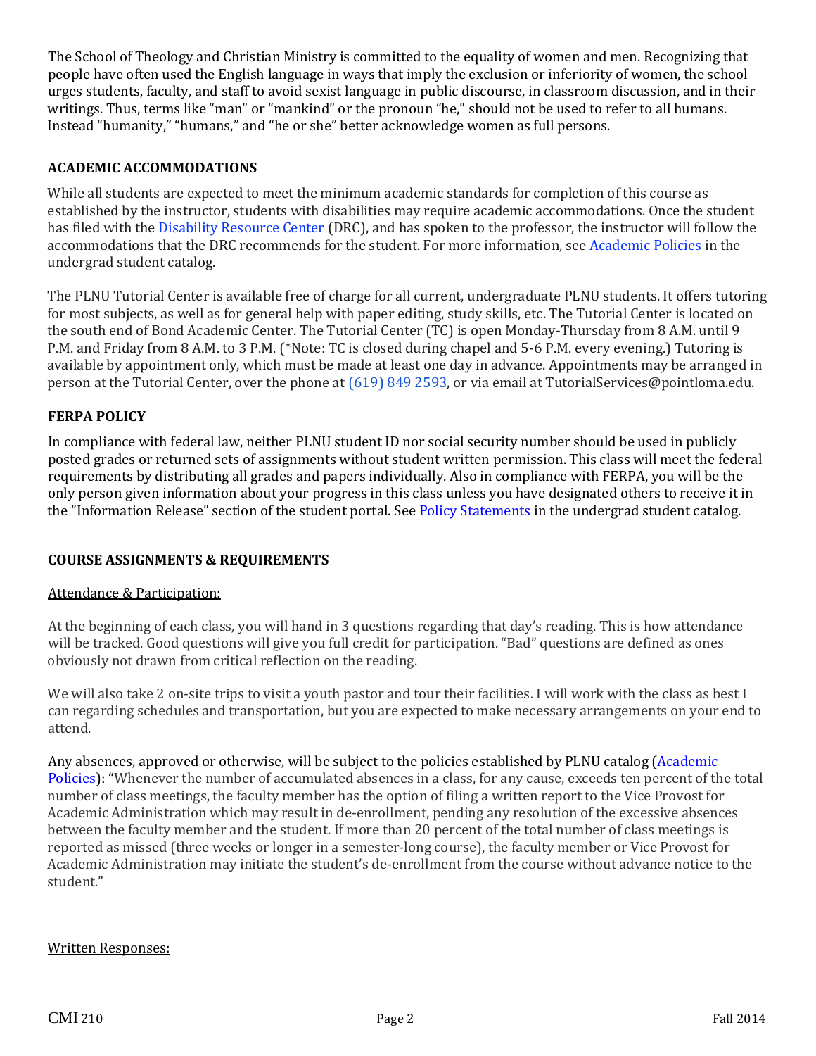The School of Theology and Christian Ministry is committed to the equality of women and men. Recognizing that people have often used the English language in ways that imply the exclusion or inferiority of women, the school urges students, faculty, and staff to avoid sexist language in public discourse, in classroom discussion, and in their writings. Thus, terms like "man" or "mankind" or the pronoun "he," should not be used to refer to all humans. Instead "humanity," "humans," and "he or she" better acknowledge women as full persons.

## ACADEMIC ACCOMMODATIONS

While all students are expected to meet the minimum academic standards for completion of this course as established by the instructor, students with disabilities may require academic accommodations. Once the student has filed with the Disability Resource Center (DRC), and has spoken to the professor, the instructor will follow the accommodations that the DRC recommends for the student. For more information, see Academic Policies in the undergrad student catalog.

The PLNU Tutorial Center is available free of charge for all current, undergraduate PLNU students. It offers tutoring for most subjects, as well as for general help with paper editing, study skills, etc. The Tutorial Center is located on the south end of Bond Academic Center. The Tutorial Center (TC) is open Monday-Thursday from 8 A.M. until 9 P.M. and Friday from 8 A.M. to 3 P.M. (*Note: TC is closed during chapel and 5-6 P.M. every evening.) Tutoring is available by appointment only, which must be made at least one day in advance. Appointments may be arranged in person at the Tutorial Center, over the phone at (619) 849 2593, or via email at TutorialServices@pointloma.edu.

## FERPA POLICY

In compliance with federal law, neither PLNU student ID nor social security number should be used in publicly posted grades or returned sets of assignments without student written permission. This class will meet the federal requirements by distributing all grades and papers individually. Also in compliance with FERPA, you will be the only person given information about your progress in this class unless you have designated others to receive it in the "Information Release" section of the student portal. See Policy Statements in the undergrad student catalog.

## COURSE ASSIGNMENTS & REQUIREMENTS

Attendance & Participation:

At the beginning of each class, you will hand in 3 questions regarding that day's reading. This is how attendance will be tracked. Good questions will give you full credit for participation. "Bad" questions are defined as ones obviously not drawn from critical reflection on the reading.

We will also take 2 on-site trips to visit a youth pastor and tour their facilities. I will work with the class as best I can regarding schedules and transportation, but you are expected to make necessary arrangements on your end to attend.

Any absences, approved or otherwise, will be subject to the policies established by PLNU catalog (Academic Policies): "Whenever the number of accumulated absences in a class, for any cause, exceeds ten percent of the total number of class meetings, the faculty member has the option of filing a written report to the Vice Provost for Academic Administration which may result in de-enrollment, pending any resolution of the excessive absences between the faculty member and the student. If more than 20 percent of the total number of class meetings is reported as missed (three weeks or longer in a semester-long course), the faculty member or Vice Provost for Academic Administration may initiate the student's de-enrollment from the course without advance notice to the student."

Written Responses: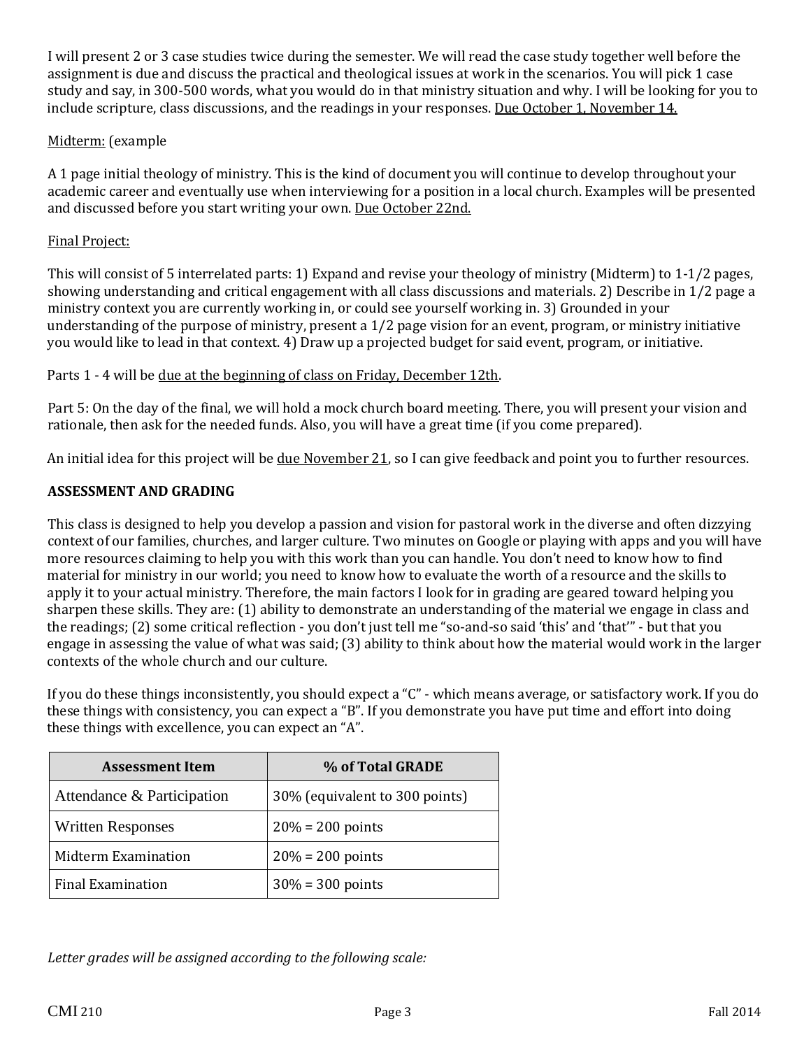I will present 2 or 3 case studies twice during the semester. We will read the case study together well before the assignment is due and discuss the practical and theological issues at work in the scenarios. You will pick 1 case study and say, in 300-500 words, what you would do in that ministry situation and why. I will be looking for you to include scripture, class discussions, and the readings in your responses. Due October 1, November 14.

Midterm: (example

A 1 page initial theology of ministry. This is the kind of document you will continue to develop throughout your academic career and eventually use when interviewing for a position in a local church. Examples will be presented and discussed before you start writing your own. Due October 22nd.

Final Project:

This will consist of 5 interrelated parts: 1) Expand and revise your theology of ministry (Midterm) to 1-1/2 pages, showing understanding and critical engagement with all class discussions and materials. 2) Describe in 1/2 page a ministry context you are currently working in, or could see yourself working in. 3) Grounded in your understanding of the purpose of ministry, present a 1/2 page vision for an event, program, or ministry initiative you would like to lead in that context. 4) Draw up a projected budget for said event, program, or initiative.

Parts 1 - 4 will be due at the beginning of class on Friday, December 12th.

Part 5: On the day of the final, we will hold a mock church board meeting. There, you will present your vision and rationale, then ask for the needed funds. Also, you will have a great time (if you come prepared).

An initial idea for this project will be due November 21, so I can give feedback and point you to further resources.

**ASSESSMENT AND GRADING**

This class is designed to help you develop a passion and vision for pastoral work in the diverse and often dizzying context of our families, churches, and larger culture. Two minutes on Google or playing with apps and you will have more resources claiming to help you with this work than you can handle. You don't need to know how to find material for ministry in our world; you need to know how to evaluate the worth of a resource and the skills to apply it to your actual ministry. Therefore, the main factors I look for in grading are geared toward helping you sharpen these skills. They are: (1) ability to demonstrate an understanding of the material we engage in class and the readings; (2) some critical reflection - you don't just tell me "so-and-so said 'this' and 'that'" - but that you engage in assessing the value of what was said; (3) ability to think about how the material would work in the larger contexts of the whole church and our culture.

If you do these things inconsistently, you should expect a "C" - which means average, or satisfactory work. If you do these things with consistency, you can expect a "B". If you demonstrate you have put time and effort into doing these things with excellence, you can expect an "A".

| Assessment Item | % of Total GRADE |
|---|---|
| Attendance & Participation | 30% (equivalent to 300 points) |
| Written Responses | 20% = 200 points |
| Midterm Examination | 20% = 200 points |
| Final Examination | 30% = 300 points |

*Letter grades will be assigned according to the following scale:*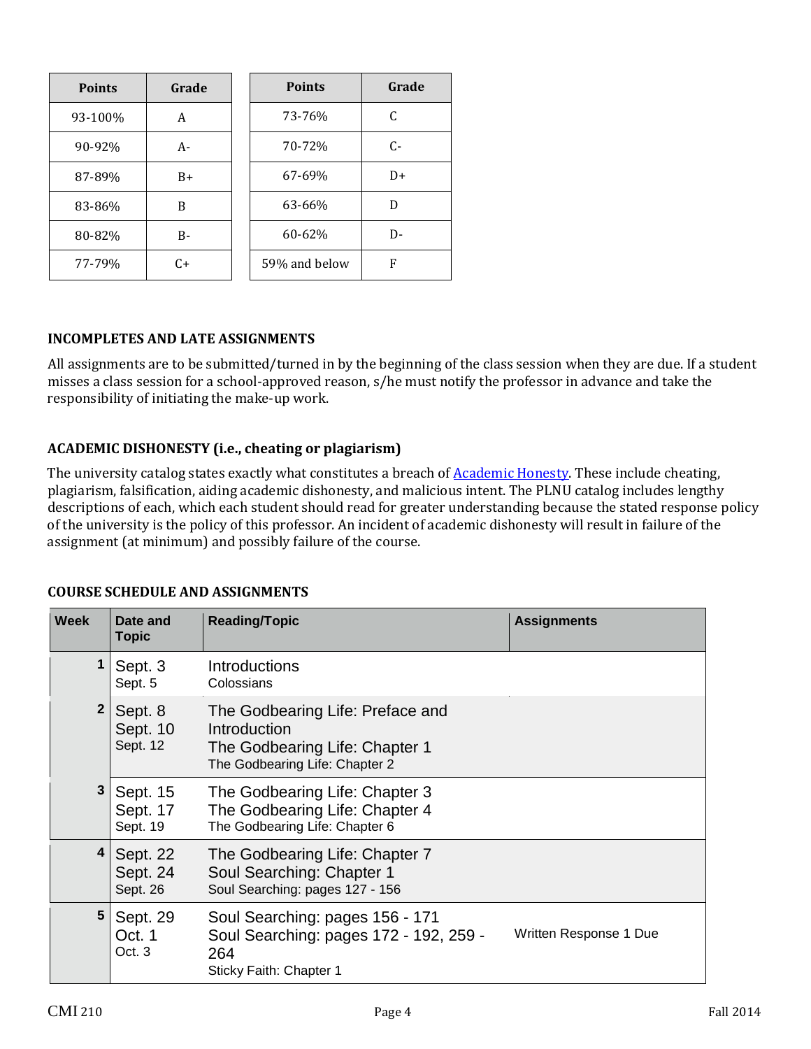| Points | Grade |
|---|---|
| 93-100% | A |
| 90-92% | A- |
| 87-89% | B+ |
| 83-86% | B |
| 80-82% | B- |
| 77-79% | C+ |

| Points | Grade |
|---|---|
| 73-76% | C |
| 70-72% | C- |
| 67-69% | D+ |
| 63-66% | D |
| 60-62% | D- |
| 59% and below | F |

### INCOMPLETES AND LATE ASSIGNMENTS

All assignments are to be submitted/turned in by the beginning of the class session when they are due. If a student misses a class session for a school-approved reason, s/he must notify the professor in advance and take the responsibility of initiating the make-up work.

### ACADEMIC DISHONESTY (i.e., cheating or plagiarism)

The university catalog states exactly what constitutes a breach of Academic Honesty. These include cheating, plagiarism, falsification, aiding academic dishonesty, and malicious intent. The PLNU catalog includes lengthy descriptions of each, which each student should read for greater understanding because the stated response policy of the university is the policy of this professor. An incident of academic dishonesty will result in failure of the assignment (at minimum) and possibly failure of the course.

### COURSE SCHEDULE AND ASSIGNMENTS

| Week | Date and Topic | Reading/Topic | Assignments |
|---|---|---|---|
| 1 | Sept. 3<br>Sept. 5 | Introductions<br>Colossians | |
| 2 | Sept. 8<br>Sept. 10<br>Sept. 12 | The Godbearing Life: Preface and Introduction<br>The Godbearing Life: Chapter 1<br>The Godbearing Life: Chapter 2 | |
| 3 | Sept. 15<br>Sept. 17<br>Sept. 19 | The Godbearing Life: Chapter 3<br>The Godbearing Life: Chapter 4<br>The Godbearing Life: Chapter 6 | |
| 4 | Sept. 22<br>Sept. 24<br>Sept. 26 | The Godbearing Life: Chapter 7<br>Soul Searching: Chapter 1<br>Soul Searching: pages 127 - 156 | |
| 5 | Sept. 29<br>Oct. 1<br>Oct. 3 | Soul Searching: pages 156 - 171<br>Soul Searching: pages 172 - 192, 259 - 264<br>Sticky Faith: Chapter 1 | Written Response 1 Due |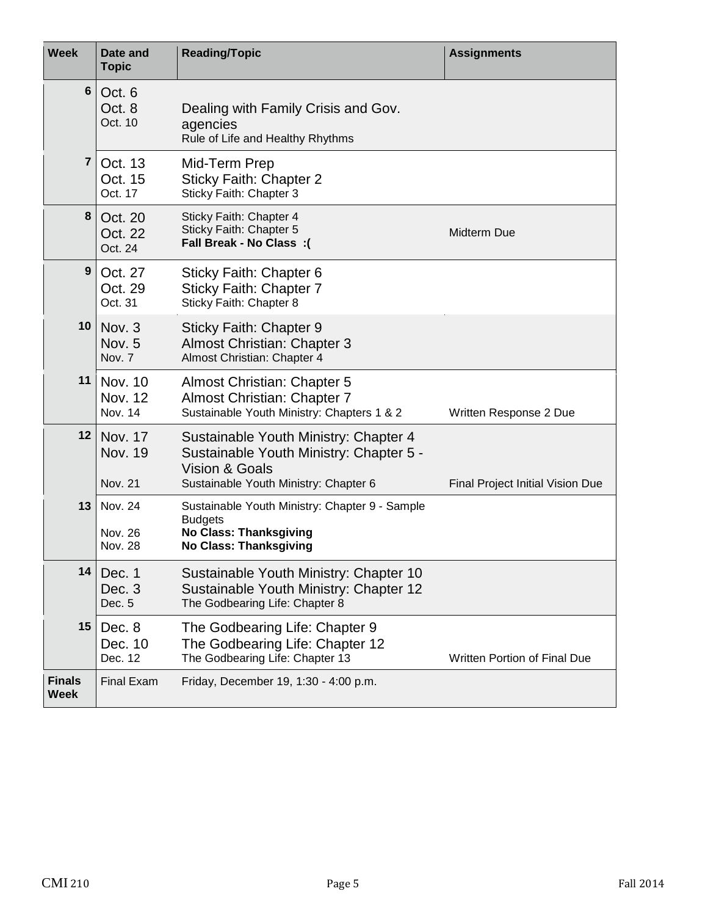| Week | Date and Topic | Reading/Topic | Assignments |
|---|---|---|---|
| 6 | Oct. 6<br>Oct. 8<br>Oct. 10 | <br>Dealing with Family Crisis and Gov. agencies<br>Rule of Life and Healthy Rhythms | |
| 7 | Oct. 13<br>Oct. 15<br>Oct. 17 | Mid-Term Prep<br>Sticky Faith: Chapter 2<br>Sticky Faith: Chapter 3 | |
| 8 | Oct. 20<br>Oct. 22<br>Oct. 24 | Sticky Faith: Chapter 4<br>Sticky Faith: Chapter 5<br>**Fall Break - No Class :(** | Midterm Due |
| 9 | Oct. 27<br>Oct. 29<br>Oct. 31 | Sticky Faith: Chapter 6<br>Sticky Faith: Chapter 7<br>Sticky Faith: Chapter 8 | |
| 10 | Nov. 3<br>Nov. 5<br>Nov. 7 | Sticky Faith: Chapter 9<br>Almost Christian: Chapter 3<br>Almost Christian: Chapter 4 | |
| 11 | Nov. 10<br>Nov. 12<br>Nov. 14 | Almost Christian: Chapter 5<br>Almost Christian: Chapter 7<br>Sustainable Youth Ministry: Chapters 1 & 2 | Written Response 2 Due |
| 12 | Nov. 17<br>Nov. 19<br>Nov. 21 | Sustainable Youth Ministry: Chapter 4<br>Sustainable Youth Ministry: Chapter 5 - Vision & Goals<br>Sustainable Youth Ministry: Chapter 6 | Final Project Initial Vision Due |
| 13 | Nov. 24<br>Nov. 26<br>Nov. 28 | Sustainable Youth Ministry: Chapter 9 - Sample Budgets<br>**No Class: Thanksgiving**<br>**No Class: Thanksgiving** | |
| 14 | Dec. 1<br>Dec. 3<br>Dec. 5 | Sustainable Youth Ministry: Chapter 10<br>Sustainable Youth Ministry: Chapter 12<br>The Godbearing Life: Chapter 8 | |
| 15 | Dec. 8<br>Dec. 10<br>Dec. 12 | The Godbearing Life: Chapter 9<br>The Godbearing Life: Chapter 12<br>The Godbearing Life: Chapter 13 | Written Portion of Final Due |
| **Finals Week** | Final Exam | Friday, December 19, 1:30 - 4:00 p.m. | |